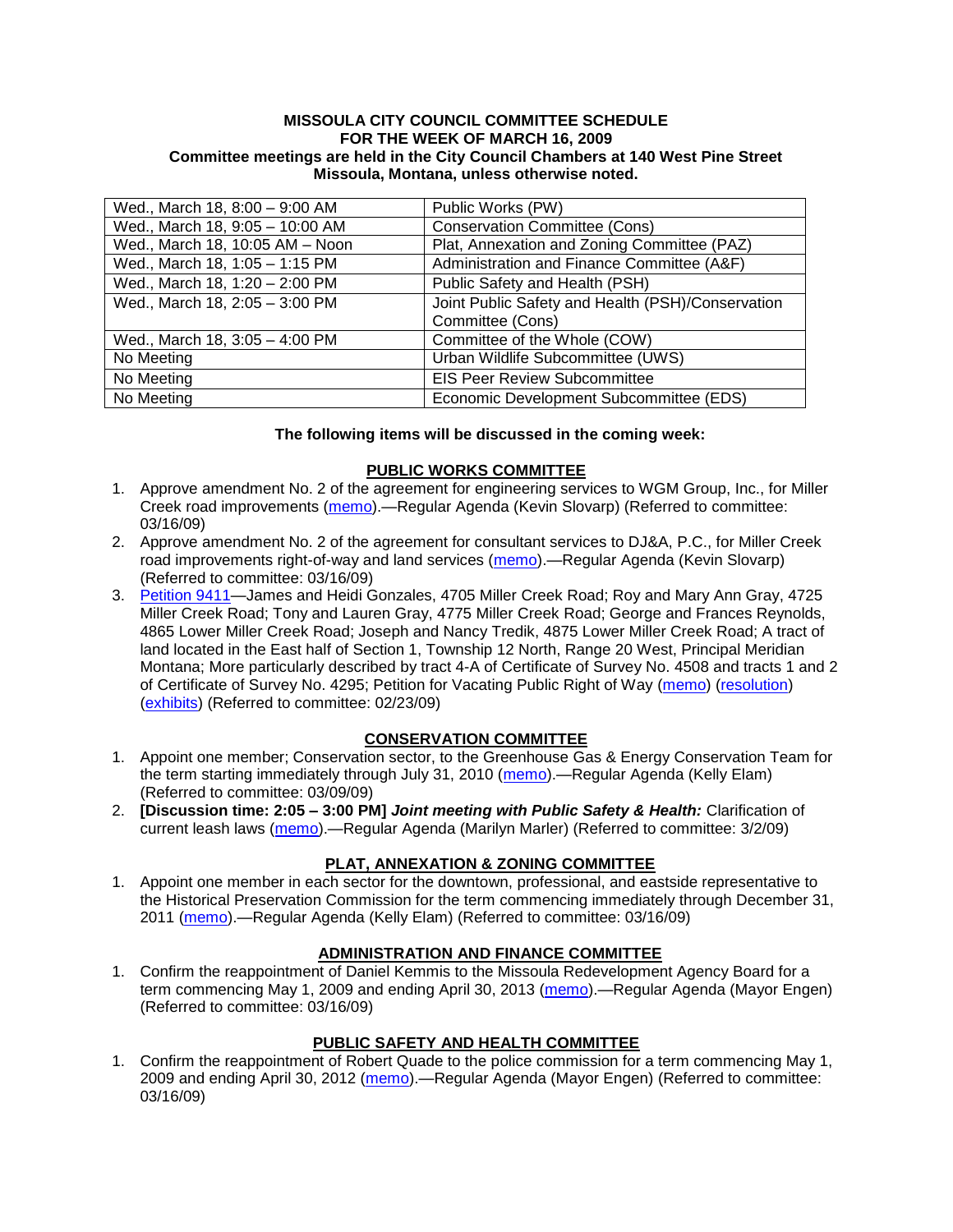**MISSOULA CITY COUNCIL COMMITTEE SCHEDULE**
**FOR THE WEEK OF MARCH 16, 2009**
**Committee meetings are held in the City Council Chambers at 140 West Pine Street**
**Missoula, Montana, unless otherwise noted.**

| | |
|---|---|
| Wed., March 18, 8:00 – 9:00 AM | Public Works (PW) |
| Wed., March 18, 9:05 – 10:00 AM | Conservation Committee (Cons) |
| Wed., March 18, 10:05 AM – Noon | Plat, Annexation and Zoning Committee (PAZ) |
| Wed., March 18, 1:05 – 1:15 PM | Administration and Finance Committee (A&F) |
| Wed., March 18, 1:20 – 2:00 PM | Public Safety and Health (PSH) |
| Wed., March 18, 2:05 – 3:00 PM | Joint Public Safety and Health (PSH)/Conservation Committee (Cons) |
| Wed., March 18, 3:05 – 4:00 PM | Committee of the Whole (COW) |
| No Meeting | Urban Wildlife Subcommittee (UWS) |
| No Meeting | EIS Peer Review Subcommittee |
| No Meeting | Economic Development Subcommittee (EDS) |

**The following items will be discussed in the coming week:**

**PUBLIC WORKS COMMITTEE**

1. Approve amendment No. 2 of the agreement for engineering services to WGM Group, Inc., for Miller Creek road improvements (memo).—Regular Agenda (Kevin Slovarp) (Referred to committee: 03/16/09)
2. Approve amendment No. 2 of the agreement for consultant services to DJ&A, P.C., for Miller Creek road improvements right-of-way and land services (memo).—Regular Agenda (Kevin Slovarp) (Referred to committee: 03/16/09)
3. Petition 9411—James and Heidi Gonzales, 4705 Miller Creek Road; Roy and Mary Ann Gray, 4725 Miller Creek Road; Tony and Lauren Gray, 4775 Miller Creek Road; George and Frances Reynolds, 4865 Lower Miller Creek Road; Joseph and Nancy Tredik, 4875 Lower Miller Creek Road; A tract of land located in the East half of Section 1, Township 12 North, Range 20 West, Principal Meridian Montana; More particularly described by tract 4-A of Certificate of Survey No. 4508 and tracts 1 and 2 of Certificate of Survey No. 4295; Petition for Vacating Public Right of Way (memo) (resolution) (exhibits) (Referred to committee: 02/23/09)

**CONSERVATION COMMITTEE**

1. Appoint one member; Conservation sector, to the Greenhouse Gas & Energy Conservation Team for the term starting immediately through July 31, 2010 (memo).—Regular Agenda (Kelly Elam) (Referred to committee: 03/09/09)
2. **[Discussion time: 2:05 – 3:00 PM]** ***Joint meeting with Public Safety & Health:*** Clarification of current leash laws (memo).—Regular Agenda (Marilyn Marler) (Referred to committee: 3/2/09)

**PLAT, ANNEXATION & ZONING COMMITTEE**

1. Appoint one member in each sector for the downtown, professional, and eastside representative to the Historical Preservation Commission for the term commencing immediately through December 31, 2011 (memo).—Regular Agenda (Kelly Elam) (Referred to committee: 03/16/09)

**ADMINISTRATION AND FINANCE COMMITTEE**

1. Confirm the reappointment of Daniel Kemmis to the Missoula Redevelopment Agency Board for a term commencing May 1, 2009 and ending April 30, 2013 (memo).—Regular Agenda (Mayor Engen) (Referred to committee: 03/16/09)

**PUBLIC SAFETY AND HEALTH COMMITTEE**

1. Confirm the reappointment of Robert Quade to the police commission for a term commencing May 1, 2009 and ending April 30, 2012 (memo).—Regular Agenda (Mayor Engen) (Referred to committee: 03/16/09)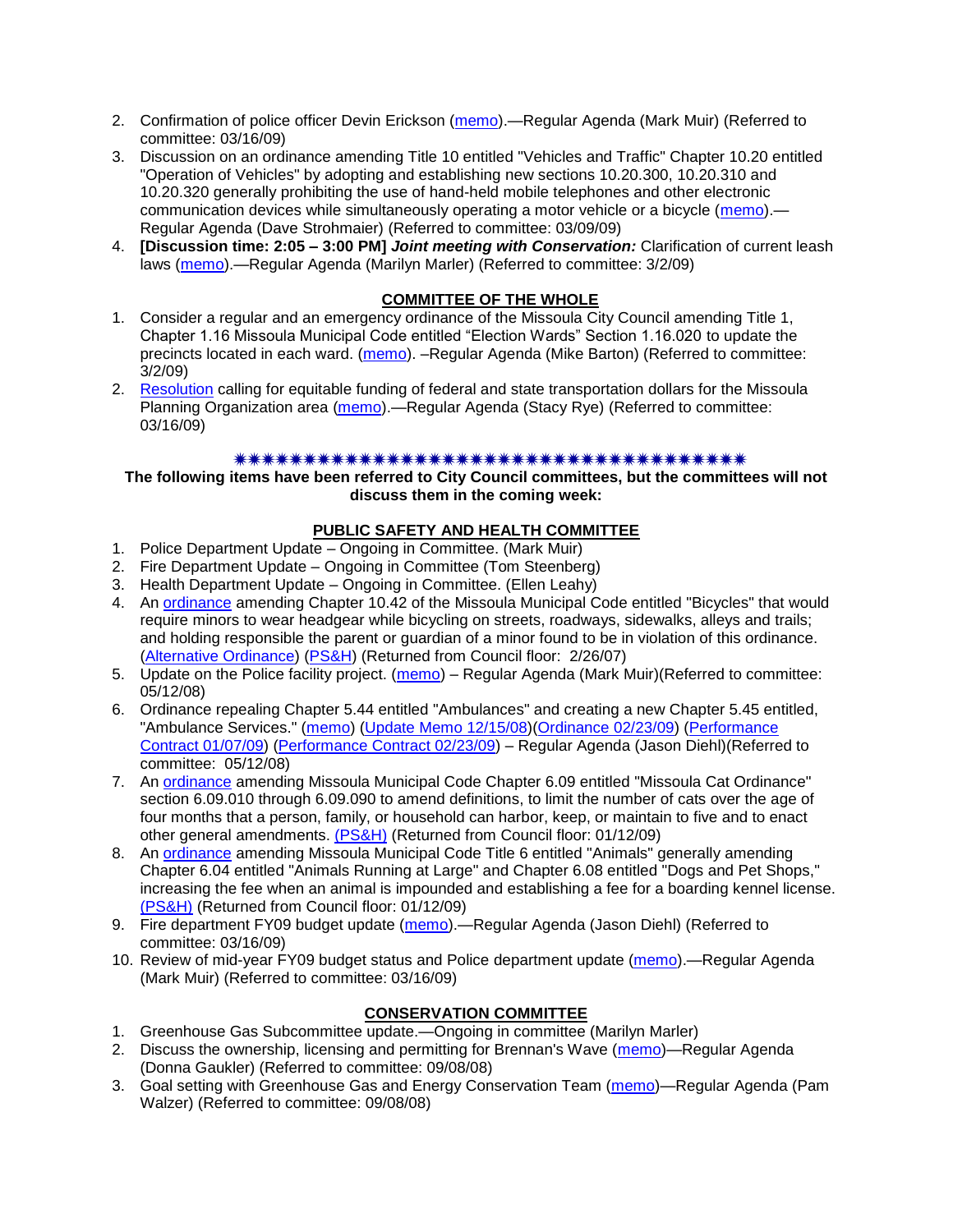2. Confirmation of police officer Devin Erickson (memo).—Regular Agenda (Mark Muir) (Referred to committee: 03/16/09)
3. Discussion on an ordinance amending Title 10 entitled "Vehicles and Traffic" Chapter 10.20 entitled "Operation of Vehicles" by adopting and establishing new sections 10.20.300, 10.20.310 and 10.20.320 generally prohibiting the use of hand-held mobile telephones and other electronic communication devices while simultaneously operating a motor vehicle or a bicycle (memo).—Regular Agenda (Dave Strohmaier) (Referred to committee: 03/09/09)
4. **[Discussion time: 2:05 – 3:00 PM]** ***Joint meeting with Conservation:*** Clarification of current leash laws (memo).—Regular Agenda (Marilyn Marler) (Referred to committee: 3/2/09)

## COMMITTEE OF THE WHOLE

1. Consider a regular and an emergency ordinance of the Missoula City Council amending Title 1, Chapter 1.16 Missoula Municipal Code entitled "Election Wards" Section 1.16.020 to update the precincts located in each ward. (memo). –Regular Agenda (Mike Barton) (Referred to committee: 3/2/09)
2. Resolution calling for equitable funding of federal and state transportation dollars for the Missoula Planning Organization area (memo).—Regular Agenda (Stacy Rye) (Referred to committee: 03/16/09)

✷✷✷✷✷✷✷✷✷✷✷✷✷✷✷✷✷✷✷✷✷✷✷✷✷✷✷✷✷✷✷✷✷✷✷✷✷✷✷✷

**The following items have been referred to City Council committees, but the committees will not discuss them in the coming week:**

## PUBLIC SAFETY AND HEALTH COMMITTEE

1. Police Department Update – Ongoing in Committee. (Mark Muir)
2. Fire Department Update – Ongoing in Committee (Tom Steenberg)
3. Health Department Update – Ongoing in Committee. (Ellen Leahy)
4. An ordinance amending Chapter 10.42 of the Missoula Municipal Code entitled "Bicycles" that would require minors to wear headgear while bicycling on streets, roadways, sidewalks, alleys and trails; and holding responsible the parent or guardian of a minor found to be in violation of this ordinance. (Alternative Ordinance) (PS&H) (Returned from Council floor: 2/26/07)
5. Update on the Police facility project. (memo) – Regular Agenda (Mark Muir)(Referred to committee: 05/12/08)
6. Ordinance repealing Chapter 5.44 entitled "Ambulances" and creating a new Chapter 5.45 entitled, "Ambulance Services." (memo) (Update Memo 12/15/08)(Ordinance 02/23/09) (Performance Contract 01/07/09) (Performance Contract 02/23/09) – Regular Agenda (Jason Diehl)(Referred to committee: 05/12/08)
7. An ordinance amending Missoula Municipal Code Chapter 6.09 entitled "Missoula Cat Ordinance" section 6.09.010 through 6.09.090 to amend definitions, to limit the number of cats over the age of four months that a person, family, or household can harbor, keep, or maintain to five and to enact other general amendments. (PS&H) (Returned from Council floor: 01/12/09)
8. An ordinance amending Missoula Municipal Code Title 6 entitled "Animals" generally amending Chapter 6.04 entitled "Animals Running at Large" and Chapter 6.08 entitled "Dogs and Pet Shops," increasing the fee when an animal is impounded and establishing a fee for a boarding kennel license. (PS&H) (Returned from Council floor: 01/12/09)
9. Fire department FY09 budget update (memo).—Regular Agenda (Jason Diehl) (Referred to committee: 03/16/09)
10. Review of mid-year FY09 budget status and Police department update (memo).—Regular Agenda (Mark Muir) (Referred to committee: 03/16/09)

## CONSERVATION COMMITTEE

1. Greenhouse Gas Subcommittee update.—Ongoing in committee (Marilyn Marler)
2. Discuss the ownership, licensing and permitting for Brennan's Wave (memo)—Regular Agenda (Donna Gaukler) (Referred to committee: 09/08/08)
3. Goal setting with Greenhouse Gas and Energy Conservation Team (memo)—Regular Agenda (Pam Walzer) (Referred to committee: 09/08/08)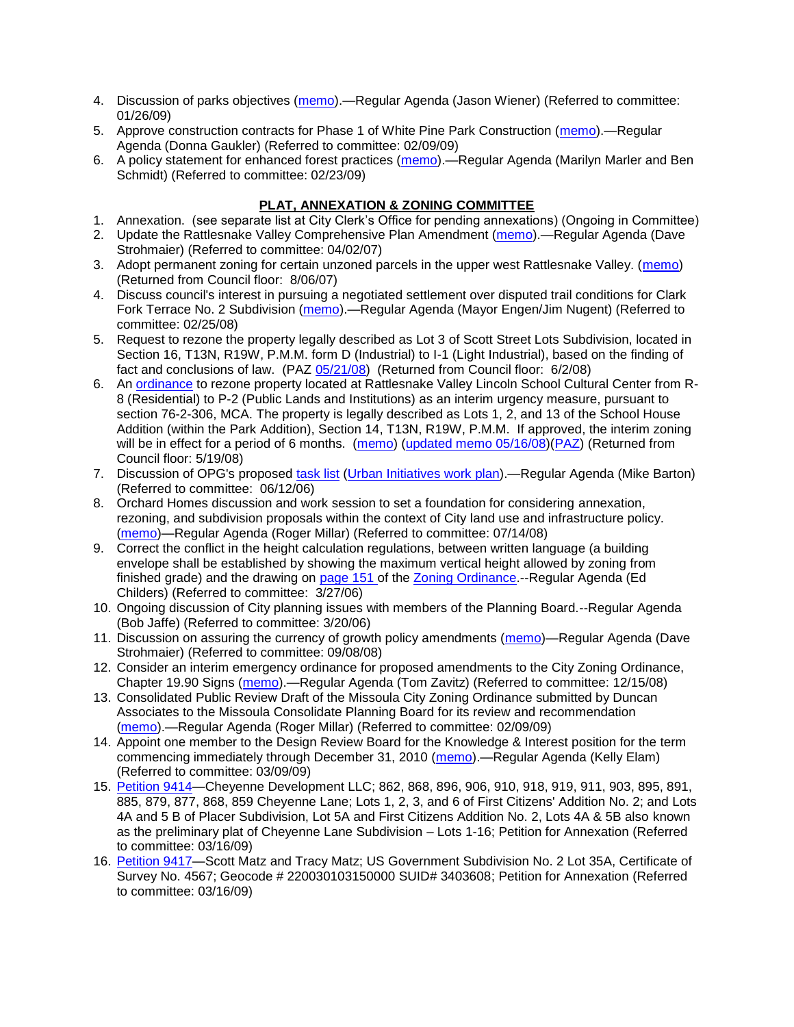4. Discussion of parks objectives (memo).—Regular Agenda (Jason Wiener) (Referred to committee: 01/26/09)
5. Approve construction contracts for Phase 1 of White Pine Park Construction (memo).—Regular Agenda (Donna Gaukler) (Referred to committee: 02/09/09)
6. A policy statement for enhanced forest practices (memo).—Regular Agenda (Marilyn Marler and Ben Schmidt) (Referred to committee: 02/23/09)

## PLAT, ANNEXATION & ZONING COMMITTEE

1. Annexation. (see separate list at City Clerk's Office for pending annexations) (Ongoing in Committee)
2. Update the Rattlesnake Valley Comprehensive Plan Amendment (memo).—Regular Agenda (Dave Strohmaier) (Referred to committee: 04/02/07)
3. Adopt permanent zoning for certain unzoned parcels in the upper west Rattlesnake Valley. (memo) (Returned from Council floor: 8/06/07)
4. Discuss council's interest in pursuing a negotiated settlement over disputed trail conditions for Clark Fork Terrace No. 2 Subdivision (memo).—Regular Agenda (Mayor Engen/Jim Nugent) (Referred to committee: 02/25/08)
5. Request to rezone the property legally described as Lot 3 of Scott Street Lots Subdivision, located in Section 16, T13N, R19W, P.M.M. form D (Industrial) to I-1 (Light Industrial), based on the finding of fact and conclusions of law. (PAZ 05/21/08) (Returned from Council floor: 6/2/08)
6. An ordinance to rezone property located at Rattlesnake Valley Lincoln School Cultural Center from R-8 (Residential) to P-2 (Public Lands and Institutions) as an interim urgency measure, pursuant to section 76-2-306, MCA. The property is legally described as Lots 1, 2, and 13 of the School House Addition (within the Park Addition), Section 14, T13N, R19W, P.M.M. If approved, the interim zoning will be in effect for a period of 6 months. (memo) (updated memo 05/16/08)(PAZ) (Returned from Council floor: 5/19/08)
7. Discussion of OPG's proposed task list (Urban Initiatives work plan).—Regular Agenda (Mike Barton) (Referred to committee: 06/12/06)
8. Orchard Homes discussion and work session to set a foundation for considering annexation, rezoning, and subdivision proposals within the context of City land use and infrastructure policy. (memo)—Regular Agenda (Roger Millar) (Referred to committee: 07/14/08)
9. Correct the conflict in the height calculation regulations, between written language (a building envelope shall be established by showing the maximum vertical height allowed by zoning from finished grade) and the drawing on page 151 of the Zoning Ordinance.--Regular Agenda (Ed Childers) (Referred to committee: 3/27/06)
10. Ongoing discussion of City planning issues with members of the Planning Board.--Regular Agenda (Bob Jaffe) (Referred to committee: 3/20/06)
11. Discussion on assuring the currency of growth policy amendments (memo)—Regular Agenda (Dave Strohmaier) (Referred to committee: 09/08/08)
12. Consider an interim emergency ordinance for proposed amendments to the City Zoning Ordinance, Chapter 19.90 Signs (memo).—Regular Agenda (Tom Zavitz) (Referred to committee: 12/15/08)
13. Consolidated Public Review Draft of the Missoula City Zoning Ordinance submitted by Duncan Associates to the Missoula Consolidate Planning Board for its review and recommendation (memo).—Regular Agenda (Roger Millar) (Referred to committee: 02/09/09)
14. Appoint one member to the Design Review Board for the Knowledge & Interest position for the term commencing immediately through December 31, 2010 (memo).—Regular Agenda (Kelly Elam) (Referred to committee: 03/09/09)
15. Petition 9414—Cheyenne Development LLC; 862, 868, 896, 906, 910, 918, 919, 911, 903, 895, 891, 885, 879, 877, 868, 859 Cheyenne Lane; Lots 1, 2, 3, and 6 of First Citizens' Addition No. 2; and Lots 4A and 5 B of Placer Subdivision, Lot 5A and First Citizens Addition No. 2, Lots 4A & 5B also known as the preliminary plat of Cheyenne Lane Subdivision – Lots 1-16; Petition for Annexation (Referred to committee: 03/16/09)
16. Petition 9417—Scott Matz and Tracy Matz; US Government Subdivision No. 2 Lot 35A, Certificate of Survey No. 4567; Geocode # 220030103150000 SUID# 3403608; Petition for Annexation (Referred to committee: 03/16/09)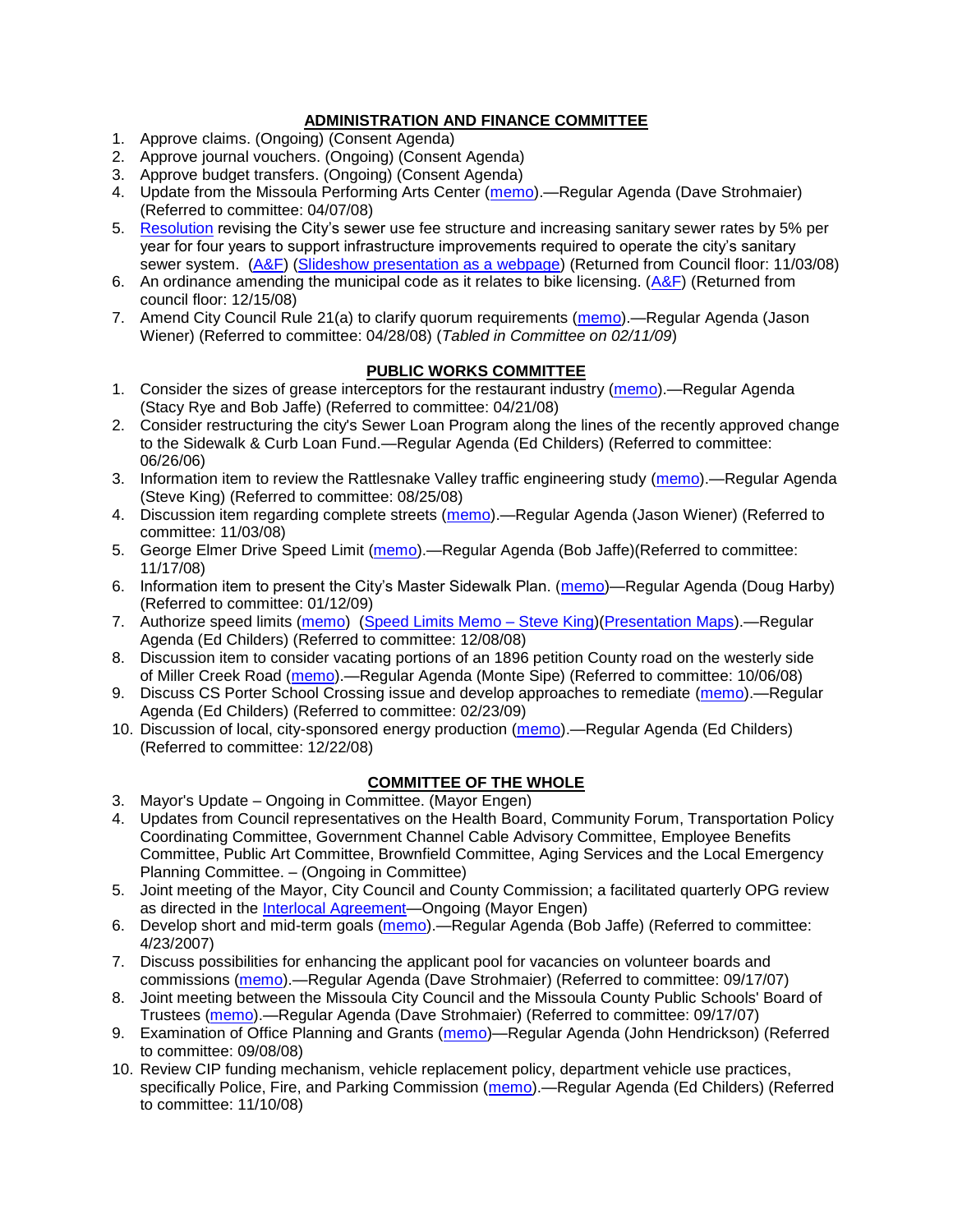## ADMINISTRATION AND FINANCE COMMITTEE

1. Approve claims. (Ongoing) (Consent Agenda)
2. Approve journal vouchers. (Ongoing) (Consent Agenda)
3. Approve budget transfers. (Ongoing) (Consent Agenda)
4. Update from the Missoula Performing Arts Center (memo).—Regular Agenda (Dave Strohmaier) (Referred to committee: 04/07/08)
5. Resolution revising the City's sewer use fee structure and increasing sanitary sewer rates by 5% per year for four years to support infrastructure improvements required to operate the city's sanitary sewer system. (A&F) (Slideshow presentation as a webpage) (Returned from Council floor: 11/03/08)
6. An ordinance amending the municipal code as it relates to bike licensing. (A&F) (Returned from council floor: 12/15/08)
7. Amend City Council Rule 21(a) to clarify quorum requirements (memo).—Regular Agenda (Jason Wiener) (Referred to committee: 04/28/08) (*Tabled in Committee on 02/11/09*)

## PUBLIC WORKS COMMITTEE

1. Consider the sizes of grease interceptors for the restaurant industry (memo).—Regular Agenda (Stacy Rye and Bob Jaffe) (Referred to committee: 04/21/08)
2. Consider restructuring the city's Sewer Loan Program along the lines of the recently approved change to the Sidewalk & Curb Loan Fund.—Regular Agenda (Ed Childers) (Referred to committee: 06/26/06)
3. Information item to review the Rattlesnake Valley traffic engineering study (memo).—Regular Agenda (Steve King) (Referred to committee: 08/25/08)
4. Discussion item regarding complete streets (memo).—Regular Agenda (Jason Wiener) (Referred to committee: 11/03/08)
5. George Elmer Drive Speed Limit (memo).—Regular Agenda (Bob Jaffe)(Referred to committee: 11/17/08)
6. Information item to present the City's Master Sidewalk Plan. (memo)—Regular Agenda (Doug Harby) (Referred to committee: 01/12/09)
7. Authorize speed limits (memo) (Speed Limits Memo – Steve King)(Presentation Maps).—Regular Agenda (Ed Childers) (Referred to committee: 12/08/08)
8. Discussion item to consider vacating portions of an 1896 petition County road on the westerly side of Miller Creek Road (memo).—Regular Agenda (Monte Sipe) (Referred to committee: 10/06/08)
9. Discuss CS Porter School Crossing issue and develop approaches to remediate (memo).—Regular Agenda (Ed Childers) (Referred to committee: 02/23/09)
10. Discussion of local, city-sponsored energy production (memo).—Regular Agenda (Ed Childers) (Referred to committee: 12/22/08)

## COMMITTEE OF THE WHOLE

3. Mayor's Update – Ongoing in Committee. (Mayor Engen)
4. Updates from Council representatives on the Health Board, Community Forum, Transportation Policy Coordinating Committee, Government Channel Cable Advisory Committee, Employee Benefits Committee, Public Art Committee, Brownfield Committee, Aging Services and the Local Emergency Planning Committee. – (Ongoing in Committee)
5. Joint meeting of the Mayor, City Council and County Commission; a facilitated quarterly OPG review as directed in the Interlocal Agreement—Ongoing (Mayor Engen)
6. Develop short and mid-term goals (memo).—Regular Agenda (Bob Jaffe) (Referred to committee: 4/23/2007)
7. Discuss possibilities for enhancing the applicant pool for vacancies on volunteer boards and commissions (memo).—Regular Agenda (Dave Strohmaier) (Referred to committee: 09/17/07)
8. Joint meeting between the Missoula City Council and the Missoula County Public Schools' Board of Trustees (memo).—Regular Agenda (Dave Strohmaier) (Referred to committee: 09/17/07)
9. Examination of Office Planning and Grants (memo)—Regular Agenda (John Hendrickson) (Referred to committee: 09/08/08)
10. Review CIP funding mechanism, vehicle replacement policy, department vehicle use practices, specifically Police, Fire, and Parking Commission (memo).—Regular Agenda (Ed Childers) (Referred to committee: 11/10/08)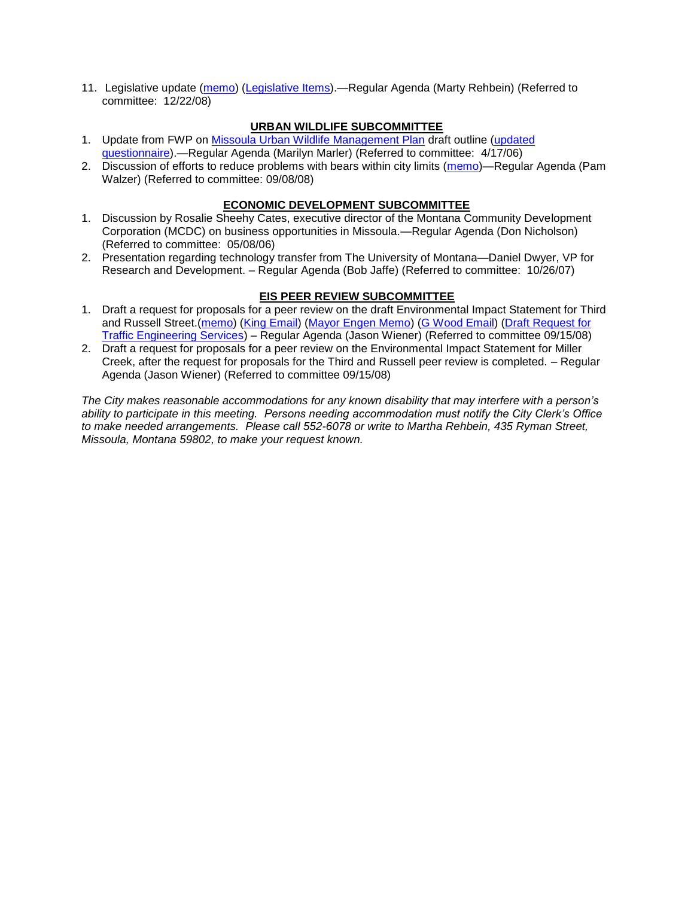11. Legislative update (memo) (Legislative Items).—Regular Agenda (Marty Rehbein) (Referred to committee: 12/22/08)

**URBAN WILDLIFE SUBCOMMITTEE**

1. Update from FWP on Missoula Urban Wildlife Management Plan draft outline (updated questionnaire).—Regular Agenda (Marilyn Marler) (Referred to committee: 4/17/06)
2. Discussion of efforts to reduce problems with bears within city limits (memo)—Regular Agenda (Pam Walzer) (Referred to committee: 09/08/08)

**ECONOMIC DEVELOPMENT SUBCOMMITTEE**

1. Discussion by Rosalie Sheehy Cates, executive director of the Montana Community Development Corporation (MCDC) on business opportunities in Missoula.—Regular Agenda (Don Nicholson) (Referred to committee: 05/08/06)
2. Presentation regarding technology transfer from The University of Montana—Daniel Dwyer, VP for Research and Development. – Regular Agenda (Bob Jaffe) (Referred to committee: 10/26/07)

**EIS PEER REVIEW SUBCOMMITTEE**

1. Draft a request for proposals for a peer review on the draft Environmental Impact Statement for Third and Russell Street.(memo) (King Email) (Mayor Engen Memo) (G Wood Email) (Draft Request for Traffic Engineering Services) – Regular Agenda (Jason Wiener) (Referred to committee 09/15/08)
2. Draft a request for proposals for a peer review on the Environmental Impact Statement for Miller Creek, after the request for proposals for the Third and Russell peer review is completed. – Regular Agenda (Jason Wiener) (Referred to committee 09/15/08)

*The City makes reasonable accommodations for any known disability that may interfere with a person's ability to participate in this meeting. Persons needing accommodation must notify the City Clerk's Office to make needed arrangements. Please call 552-6078 or write to Martha Rehbein, 435 Ryman Street, Missoula, Montana 59802, to make your request known.*